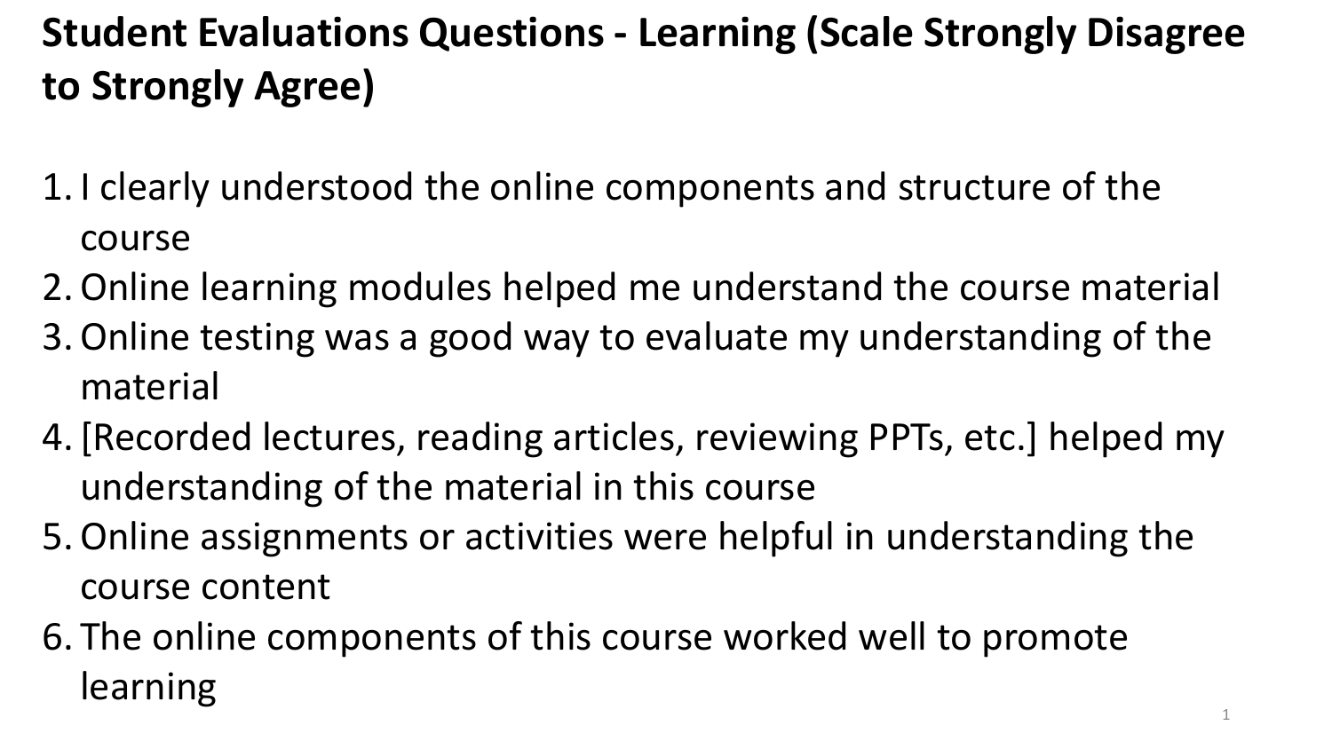# Student Evaluations Questions - Learning (Scale Strongly Disagree to Strongly Agree)

1. I clearly understood the online components and structure of the course
2. Online learning modules helped me understand the course material
3. Online testing was a good way to evaluate my understanding of the material
4. [Recorded lectures, reading articles, reviewing PPTs, etc.] helped my understanding of the material in this course
5. Online assignments or activities were helpful in understanding the course content
6. The online components of this course worked well to promote learning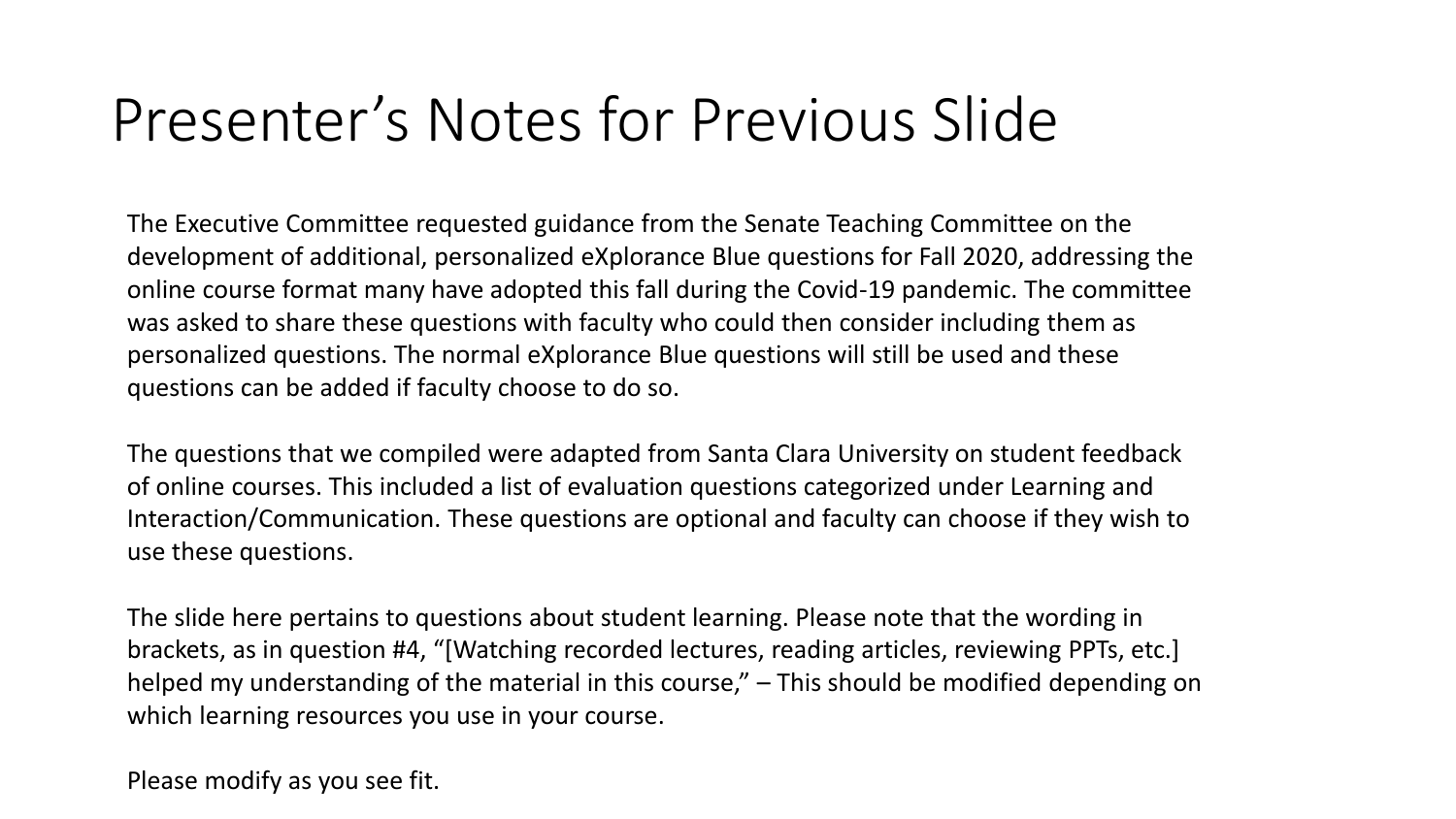# Presenter's Notes for Previous Slide

The Executive Committee requested guidance from the Senate Teaching Committee on the development of additional, personalized eXplorance Blue questions for Fall 2020, addressing the online course format many have adopted this fall during the Covid-19 pandemic. The committee was asked to share these questions with faculty who could then consider including them as personalized questions. The normal eXplorance Blue questions will still be used and these questions can be added if faculty choose to do so.

The questions that we compiled were adapted from Santa Clara University on student feedback of online courses. This included a list of evaluation questions categorized under Learning and Interaction/Communication. These questions are optional and faculty can choose if they wish to use these questions.

The slide here pertains to questions about student learning. Please note that the wording in brackets, as in question #4, "[Watching recorded lectures, reading articles, reviewing PPTs, etc.] helped my understanding of the material in this course," – This should be modified depending on which learning resources you use in your course.

Please modify as you see fit.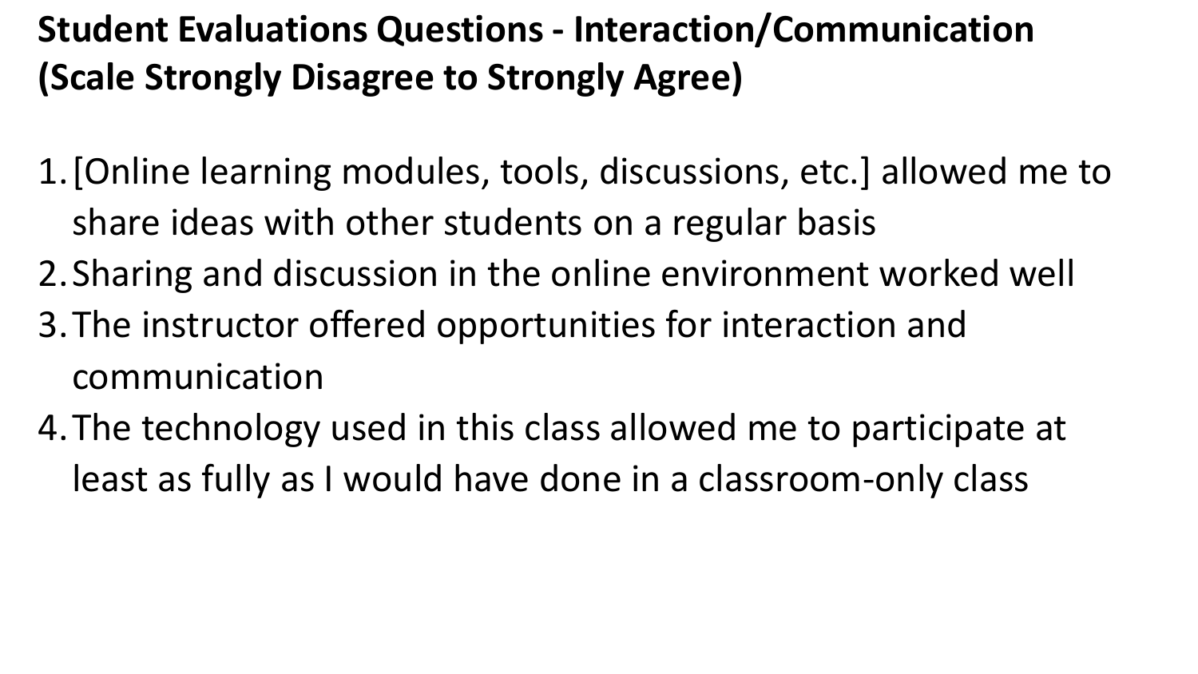## Student Evaluations Questions - Interaction/Communication (Scale Strongly Disagree to Strongly Agree)

1. [Online learning modules, tools, discussions, etc.] allowed me to share ideas with other students on a regular basis
2. Sharing and discussion in the online environment worked well
3. The instructor offered opportunities for interaction and communication
4. The technology used in this class allowed me to participate at least as fully as I would have done in a classroom-only class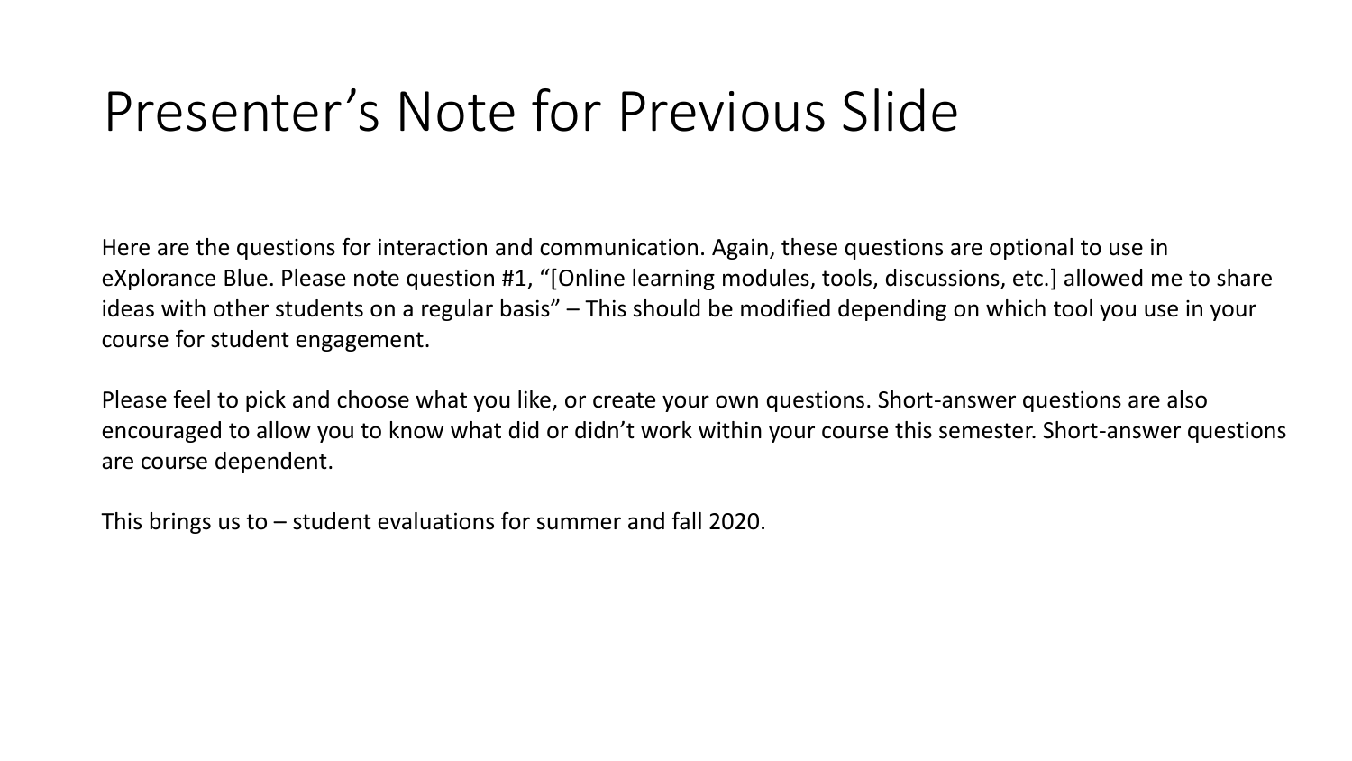# Presenter's Note for Previous Slide

Here are the questions for interaction and communication. Again, these questions are optional to use in eXplorance Blue. Please note question #1, "[Online learning modules, tools, discussions, etc.] allowed me to share ideas with other students on a regular basis" – This should be modified depending on which tool you use in your course for student engagement.

Please feel to pick and choose what you like, or create your own questions. Short-answer questions are also encouraged to allow you to know what did or didn't work within your course this semester. Short-answer questions are course dependent.

This brings us to – student evaluations for summer and fall 2020.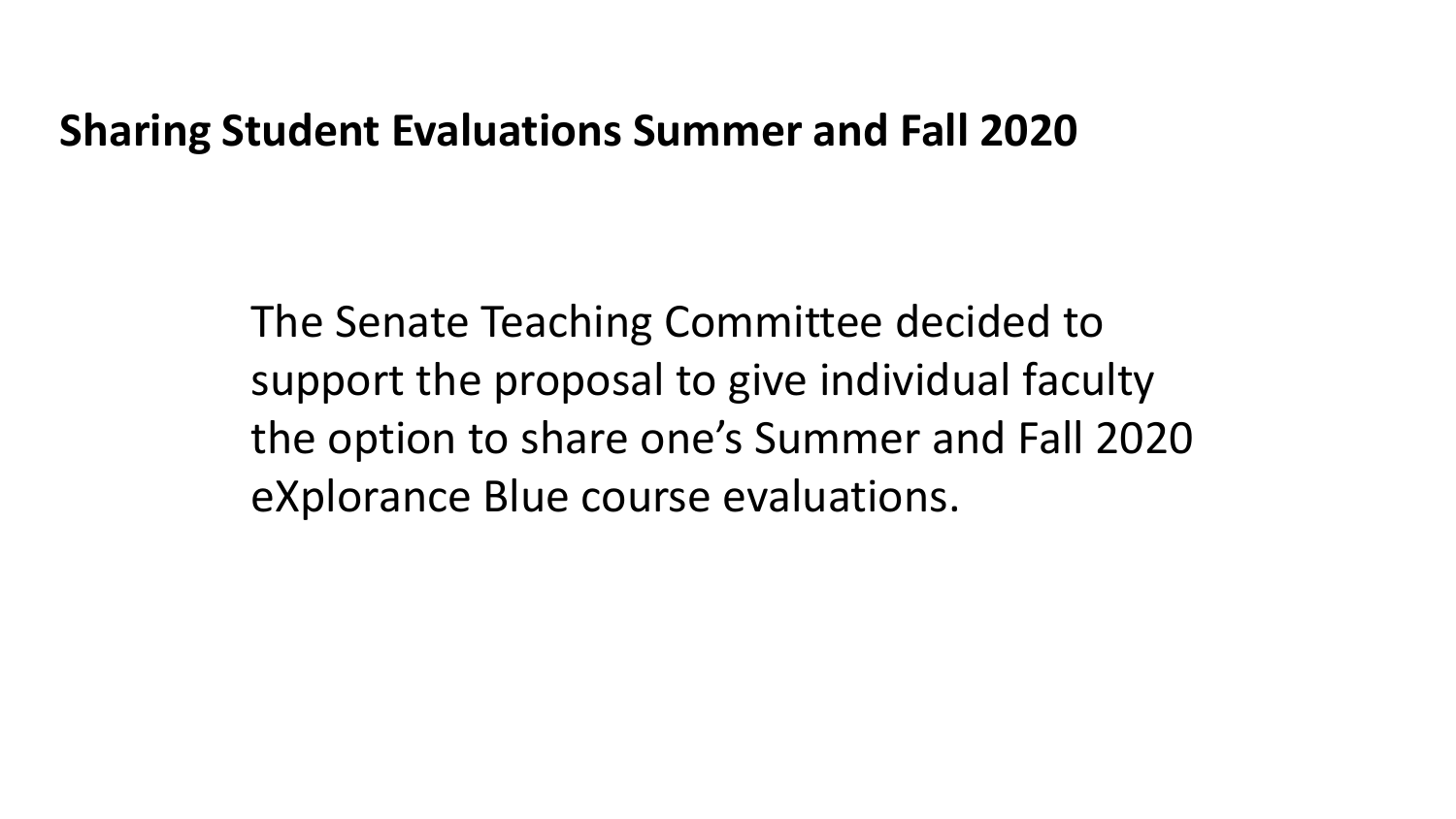## Sharing Student Evaluations Summer and Fall 2020

The Senate Teaching Committee decided to support the proposal to give individual faculty the option to share one's Summer and Fall 2020 eXplorance Blue course evaluations.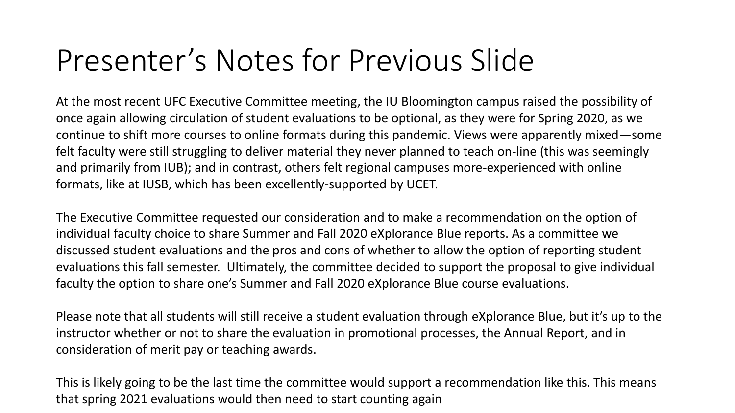# Presenter’s Notes for Previous Slide

At the most recent UFC Executive Committee meeting, the IU Bloomington campus raised the possibility of once again allowing circulation of student evaluations to be optional, as they were for Spring 2020, as we continue to shift more courses to online formats during this pandemic. Views were apparently mixed—some felt faculty were still struggling to deliver material they never planned to teach on-line (this was seemingly and primarily from IUB); and in contrast, others felt regional campuses more-experienced with online formats, like at IUSB, which has been excellently-supported by UCET.

The Executive Committee requested our consideration and to make a recommendation on the option of individual faculty choice to share Summer and Fall 2020 eXplorance Blue reports. As a committee we discussed student evaluations and the pros and cons of whether to allow the option of reporting student evaluations this fall semester. Ultimately, the committee decided to support the proposal to give individual faculty the option to share one’s Summer and Fall 2020 eXplorance Blue course evaluations.

Please note that all students will still receive a student evaluation through eXplorance Blue, but it’s up to the instructor whether or not to share the evaluation in promotional processes, the Annual Report, and in consideration of merit pay or teaching awards.

This is likely going to be the last time the committee would support a recommendation like this. This means that spring 2021 evaluations would then need to start counting again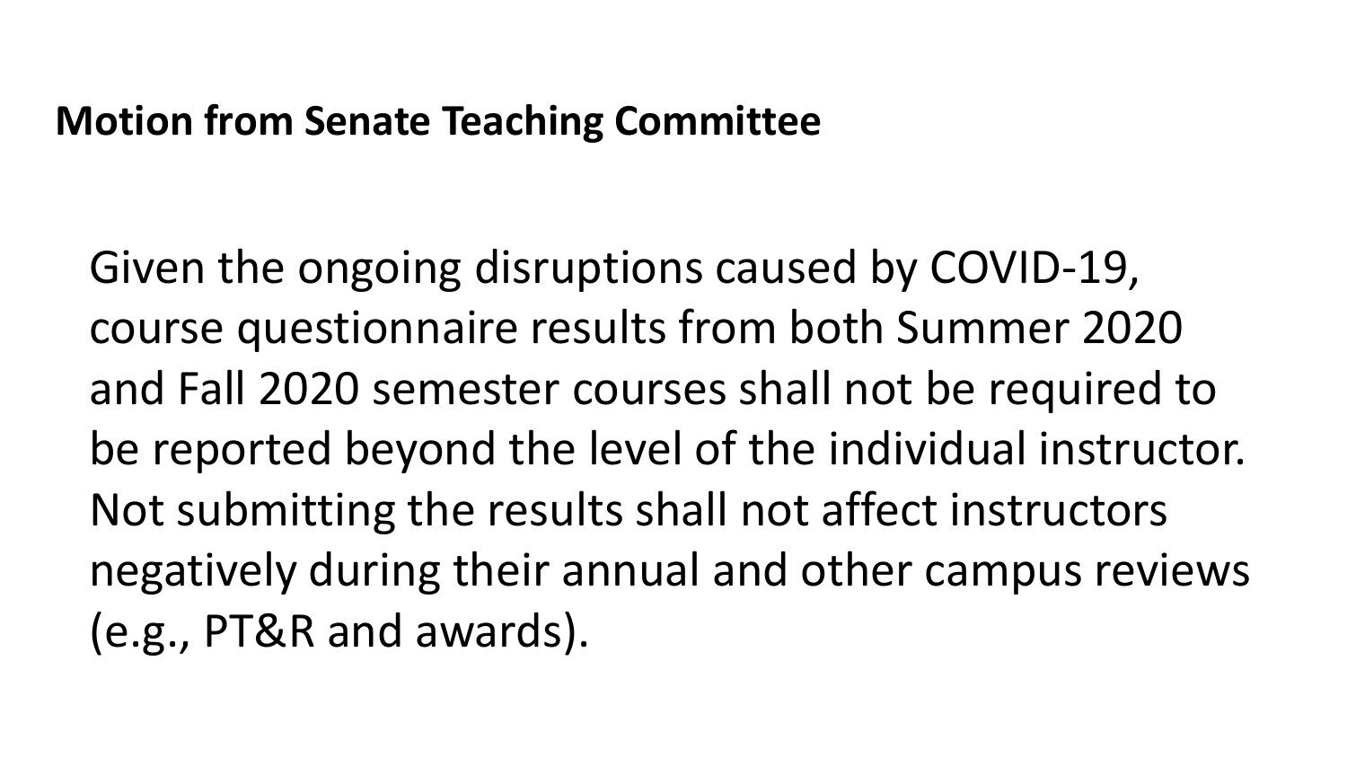**Motion from Senate Teaching Committee**

Given the ongoing disruptions caused by COVID-19, course questionnaire results from both Summer 2020 and Fall 2020 semester courses shall not be required to be reported beyond the level of the individual instructor. Not submitting the results shall not affect instructors negatively during their annual and other campus reviews (e.g., PT&R and awards).